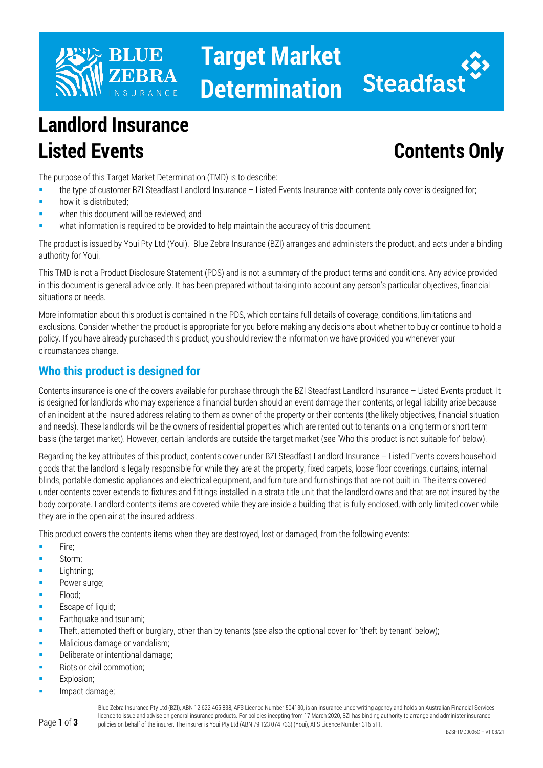# Target Market Determination

# Landlord Insurance Listed Events

# Contents Only

The purpose of this Target Market Determination (TMD) is to describe:

- the type of customer BZI Steadfast Landlord Insurance – Listed Events Insurance with contents only cover is designed for;
- how it is distributed;
- when this document will be reviewed; and
- what information is required to be provided to help maintain the accuracy of this document.

The product is issued by Youi Pty Ltd (Youi). Blue Zebra Insurance (BZI) arranges and administers the product, and acts under a binding authority for Youi.

This TMD is not a Product Disclosure Statement (PDS) and is not a summary of the product terms and conditions. Any advice provided in this document is general advice only. It has been prepared without taking into account any person's particular objectives, financial situations or needs.

More information about this product is contained in the PDS, which contains full details of coverage, conditions, limitations and exclusions. Consider whether the product is appropriate for you before making any decisions about whether to buy or continue to hold a policy. If you have already purchased this product, you should review the information we have provided you whenever your circumstances change.

## Who this product is designed for

Contents insurance is one of the covers available for purchase through the BZI Steadfast Landlord Insurance – Listed Events product. It is designed for landlords who may experience a financial burden should an event damage their contents, or legal liability arise because of an incident at the insured address relating to them as owner of the property or their contents (the likely objectives, financial situation and needs). These landlords will be the owners of residential properties which are rented out to tenants on a long term or short term basis (the target market). However, certain landlords are outside the target market (see 'Who this product is not suitable for' below).

Regarding the key attributes of this product, contents cover under BZI Steadfast Landlord Insurance – Listed Events covers household goods that the landlord is legally responsible for while they are at the property, fixed carpets, loose floor coverings, curtains, internal blinds, portable domestic appliances and electrical equipment, and furniture and furnishings that are not built in. The items covered under contents cover extends to fixtures and fittings installed in a strata title unit that the landlord owns and that are not insured by the body corporate. Landlord contents items are covered while they are inside a building that is fully enclosed, with only limited cover while they are in the open air at the insured address.

This product covers the contents items when they are destroyed, lost or damaged, from the following events:

- Fire;
- Storm;
- Lightning;
- Power surge;
- Flood;
- Escape of liquid;
- Earthquake and tsunami;
- Theft, attempted theft or burglary, other than by tenants (see also the optional cover for 'theft by tenant' below);
- Malicious damage or vandalism;
- Deliberate or intentional damage;
- Riots or civil commotion;
- Explosion;
- Impact damage;

Blue Zebra Insurance Pty Ltd (BZI), ABN 12 622 465 838, AFS Licence Number 504130, is an insurance underwriting agency and holds an Australian Financial Services licence to issue and advise on general insurance products. For policies incepting from 17 March 2020, BZI has binding authority to arrange and administer insurance policies on behalf of the insurer. The insurer is Youi Pty Ltd (ABN 79 123 074 733) (Youi), AFS Licence Number 316 511.

BZSFTMD0006C – V1 08/21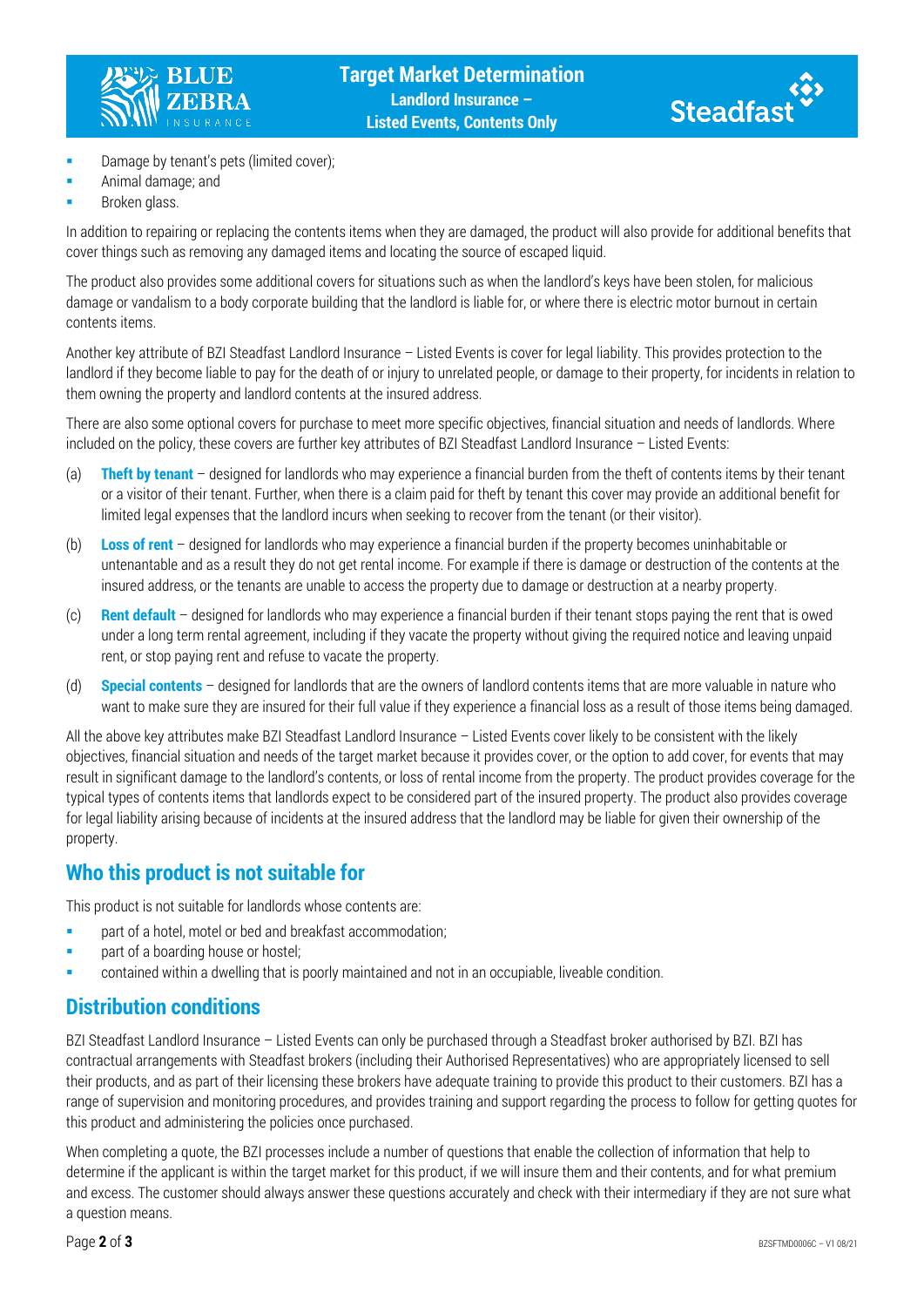- Damage by tenant's pets (limited cover);
- Animal damage; and
- Broken glass.

In addition to repairing or replacing the contents items when they are damaged, the product will also provide for additional benefits that cover things such as removing any damaged items and locating the source of escaped liquid.

The product also provides some additional covers for situations such as when the landlord's keys have been stolen, for malicious damage or vandalism to a body corporate building that the landlord is liable for, or where there is electric motor burnout in certain contents items.

Another key attribute of BZI Steadfast Landlord Insurance – Listed Events is cover for legal liability. This provides protection to the landlord if they become liable to pay for the death of or injury to unrelated people, or damage to their property, for incidents in relation to them owning the property and landlord contents at the insured address.

There are also some optional covers for purchase to meet more specific objectives, financial situation and needs of landlords. Where included on the policy, these covers are further key attributes of BZI Steadfast Landlord Insurance – Listed Events:

(a) **Theft by tenant** – designed for landlords who may experience a financial burden from the theft of contents items by their tenant or a visitor of their tenant. Further, when there is a claim paid for theft by tenant this cover may provide an additional benefit for limited legal expenses that the landlord incurs when seeking to recover from the tenant (or their visitor).

(b) **Loss of rent** – designed for landlords who may experience a financial burden if the property becomes uninhabitable or untenantable and as a result they do not get rental income. For example if there is damage or destruction of the contents at the insured address, or the tenants are unable to access the property due to damage or destruction at a nearby property.

(c) **Rent default** – designed for landlords who may experience a financial burden if their tenant stops paying the rent that is owed under a long term rental agreement, including if they vacate the property without giving the required notice and leaving unpaid rent, or stop paying rent and refuse to vacate the property.

(d) **Special contents** – designed for landlords that are the owners of landlord contents items that are more valuable in nature who want to make sure they are insured for their full value if they experience a financial loss as a result of those items being damaged.

All the above key attributes make BZI Steadfast Landlord Insurance – Listed Events cover likely to be consistent with the likely objectives, financial situation and needs of the target market because it provides cover, or the option to add cover, for events that may result in significant damage to the landlord's contents, or loss of rental income from the property. The product provides coverage for the typical types of contents items that landlords expect to be considered part of the insured property. The product also provides coverage for legal liability arising because of incidents at the insured address that the landlord may be liable for given their ownership of the property.

## Who this product is not suitable for

This product is not suitable for landlords whose contents are:

- part of a hotel, motel or bed and breakfast accommodation;
- part of a boarding house or hostel;
- contained within a dwelling that is poorly maintained and not in an occupiable, liveable condition.

## Distribution conditions

BZI Steadfast Landlord Insurance – Listed Events can only be purchased through a Steadfast broker authorised by BZI. BZI has contractual arrangements with Steadfast brokers (including their Authorised Representatives) who are appropriately licensed to sell their products, and as part of their licensing these brokers have adequate training to provide this product to their customers. BZI has a range of supervision and monitoring procedures, and provides training and support regarding the process to follow for getting quotes for this product and administering the policies once purchased.

When completing a quote, the BZI processes include a number of questions that enable the collection of information that help to determine if the applicant is within the target market for this product, if we will insure them and their contents, and for what premium and excess. The customer should always answer these questions accurately and check with their intermediary if they are not sure what a question means.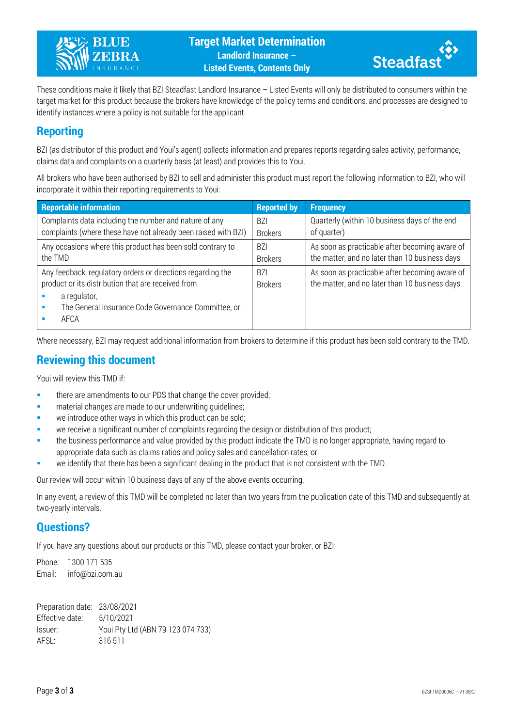These conditions make it likely that BZI Steadfast Landlord Insurance – Listed Events will only be distributed to consumers within the target market for this product because the brokers have knowledge of the policy terms and conditions, and processes are designed to identify instances where a policy is not suitable for the applicant.

## Reporting

BZI (as distributor of this product and Youi's agent) collects information and prepares reports regarding sales activity, performance, claims data and complaints on a quarterly basis (at least) and provides this to Youi.

All brokers who have been authorised by BZI to sell and administer this product must report the following information to BZI, who will incorporate it within their reporting requirements to Youi:

| Reportable information | Reported by | Frequency |
|---|---|---|
| Complaints data including the number and nature of any complaints (where these have not already been raised with BZI) | BZI Brokers | Quarterly (within 10 business days of the end of quarter) |
| Any occasions where this product has been sold contrary to the TMD | BZI Brokers | As soon as practicable after becoming aware of the matter, and no later than 10 business days |
| Any feedback, regulatory orders or directions regarding the product or its distribution that are received from <br>- a regulator, <br>- The General Insurance Code Governance Committee, or <br>- AFCA | BZI Brokers | As soon as practicable after becoming aware of the matter, and no later than 10 business days |

Where necessary, BZI may request additional information from brokers to determine if this product has been sold contrary to the TMD.

## Reviewing this document

Youi will review this TMD if:

- there are amendments to our PDS that change the cover provided;
- material changes are made to our underwriting guidelines;
- we introduce other ways in which this product can be sold;
- we receive a significant number of complaints regarding the design or distribution of this product;
- the business performance and value provided by this product indicate the TMD is no longer appropriate, having regard to appropriate data such as claims ratios and policy sales and cancellation rates; or
- we identify that there has been a significant dealing in the product that is not consistent with the TMD.

Our review will occur within 10 business days of any of the above events occurring.

In any event, a review of this TMD will be completed no later than two years from the publication date of this TMD and subsequently at two-yearly intervals.

## Questions?

If you have any questions about our products or this TMD, please contact your broker, or BZI:

Phone: 1300 171 535
Email: info@bzi.com.au

Preparation date: 23/08/2021
Effective date: 5/10/2021
Issuer: Youi Pty Ltd (ABN 79 123 074 733)
AFSL: 316 511

BZSFTMD0006C – V1 08/21